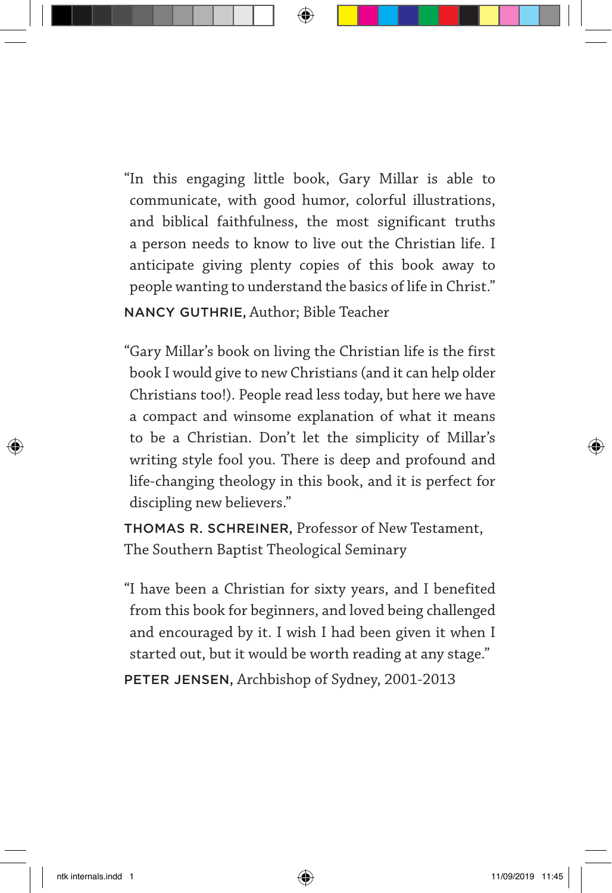"In this engaging little book, Gary Millar is able to communicate, with good humor, colorful illustrations, and biblical faithfulness, the most significant truths a person needs to know to live out the Christian life. I anticipate giving plenty copies of this book away to people wanting to understand the basics of life in Christ."

NANCY GUTHRIE, Author; Bible Teacher

"Gary Millar's book on living the Christian life is the first book I would give to new Christians (and it can help older Christians too!). People read less today, but here we have a compact and winsome explanation of what it means to be a Christian. Don't let the simplicity of Millar's writing style fool you. There is deep and profound and life-changing theology in this book, and it is perfect for discipling new believers."

THOMAS R. SCHREINER, Professor of New Testament, The Southern Baptist Theological Seminary

"I have been a Christian for sixty years, and I benefited from this book for beginners, and loved being challenged and encouraged by it. I wish I had been given it when I started out, but it would be worth reading at any stage."

PETER JENSEN, Archbishop of Sydney, 2001-2013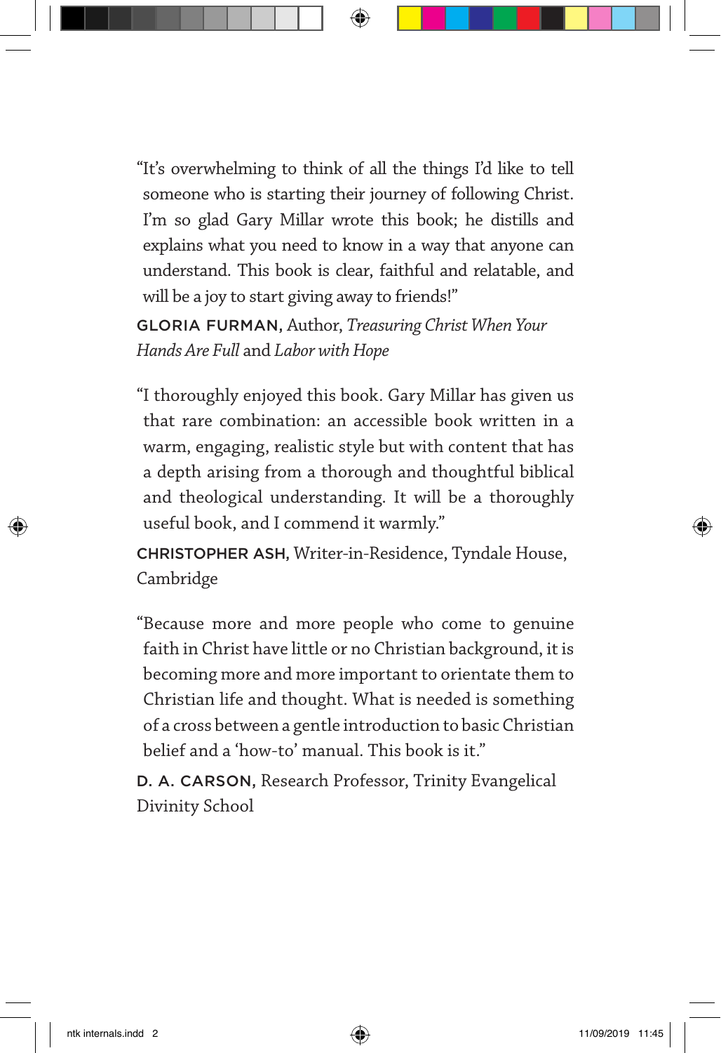"It's overwhelming to think of all the things I'd like to tell someone who is starting their journey of following Christ. I'm so glad Gary Millar wrote this book; he distills and explains what you need to know in a way that anyone can understand. This book is clear, faithful and relatable, and will be a joy to start giving away to friends!"

GLORIA FURMAN, Author, *Treasuring Christ When Your Hands Are Full* and *Labor with Hope*

"I thoroughly enjoyed this book. Gary Millar has given us that rare combination: an accessible book written in a warm, engaging, realistic style but with content that has a depth arising from a thorough and thoughtful biblical and theological understanding. It will be a thoroughly useful book, and I commend it warmly."

CHRISTOPHER ASH, Writer-in-Residence, Tyndale House, Cambridge

"Because more and more people who come to genuine faith in Christ have little or no Christian background, it is becoming more and more important to orientate them to Christian life and thought. What is needed is something of a cross between a gentle introduction to basic Christian belief and a 'how-to' manual. This book is it."

D. A. CARSON, Research Professor, Trinity Evangelical Divinity School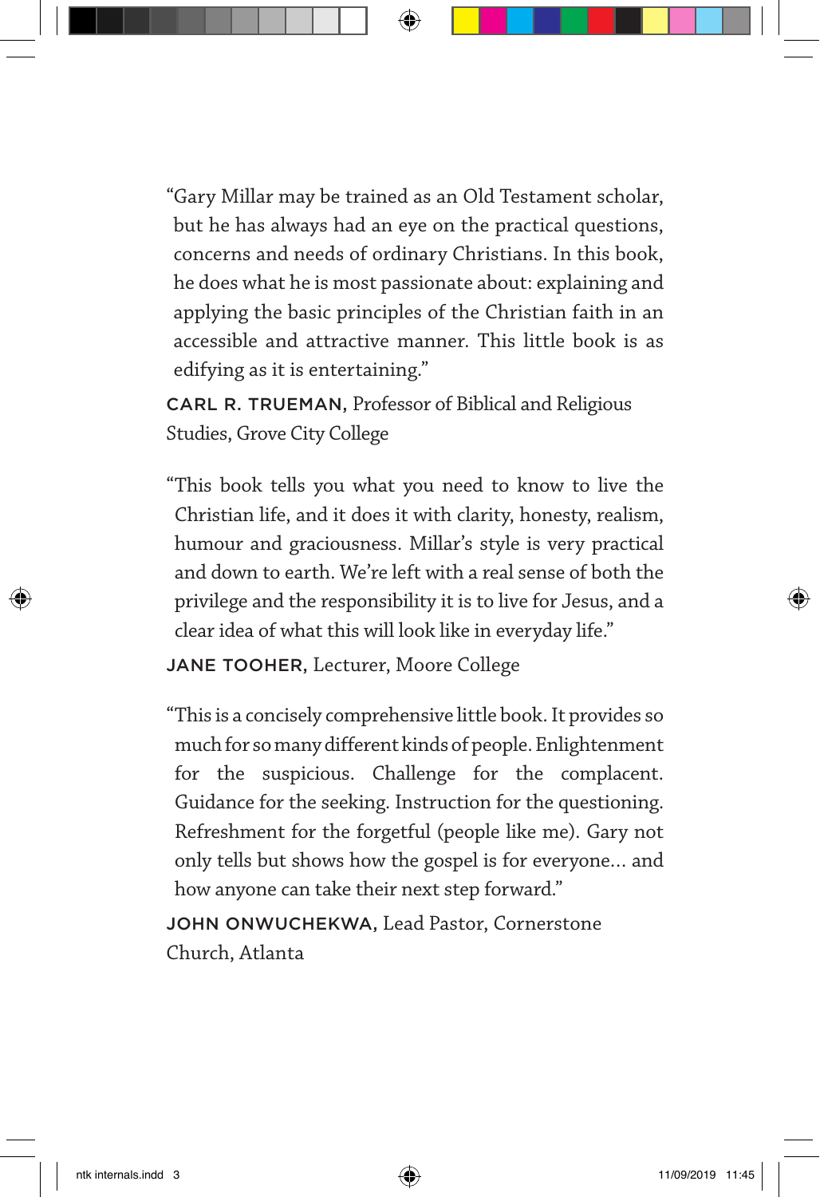"Gary Millar may be trained as an Old Testament scholar, but he has always had an eye on the practical questions, concerns and needs of ordinary Christians. In this book, he does what he is most passionate about: explaining and applying the basic principles of the Christian faith in an accessible and attractive manner. This little book is as edifying as it is entertaining."

CARL R. TRUEMAN, Professor of Biblical and Religious Studies, Grove City College

"This book tells you what you need to know to live the Christian life, and it does it with clarity, honesty, realism, humour and graciousness. Millar's style is very practical and down to earth. We're left with a real sense of both the privilege and the responsibility it is to live for Jesus, and a clear idea of what this will look like in everyday life."

JANE TOOHER, Lecturer, Moore College

"This is a concisely comprehensive little book. It provides so much for so many different kinds of people. Enlightenment for the suspicious. Challenge for the complacent. Guidance for the seeking. Instruction for the questioning. Refreshment for the forgetful (people like me). Gary not only tells but shows how the gospel is for everyone... and how anyone can take their next step forward."

JOHN ONWUCHEKWA, Lead Pastor, Cornerstone Church, Atlanta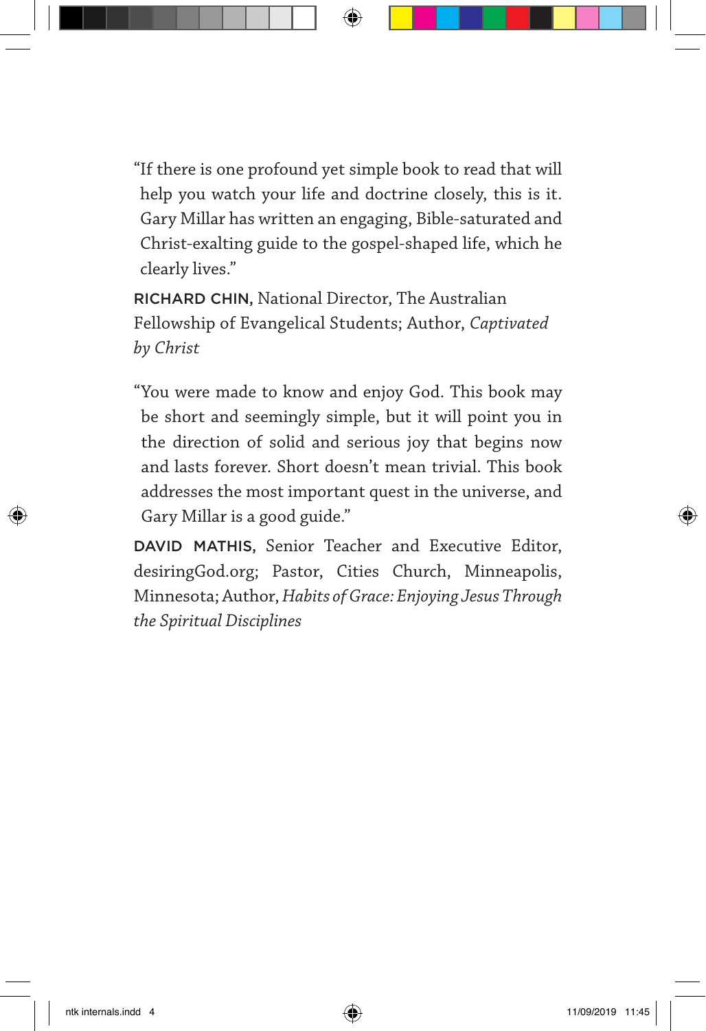"If there is one profound yet simple book to read that will help you watch your life and doctrine closely, this is it. Gary Millar has written an engaging, Bible-saturated and Christ-exalting guide to the gospel-shaped life, which he clearly lives."

RICHARD CHIN, National Director, The Australian Fellowship of Evangelical Students; Author, *Captivated by Christ*

"You were made to know and enjoy God. This book may be short and seemingly simple, but it will point you in the direction of solid and serious joy that begins now and lasts forever. Short doesn't mean trivial. This book addresses the most important quest in the universe, and Gary Millar is a good guide."

DAVID MATHIS, Senior Teacher and Executive Editor, desiringGod.org; Pastor, Cities Church, Minneapolis, Minnesota; Author, *Habits of Grace: Enjoying Jesus Through the Spiritual Disciplines*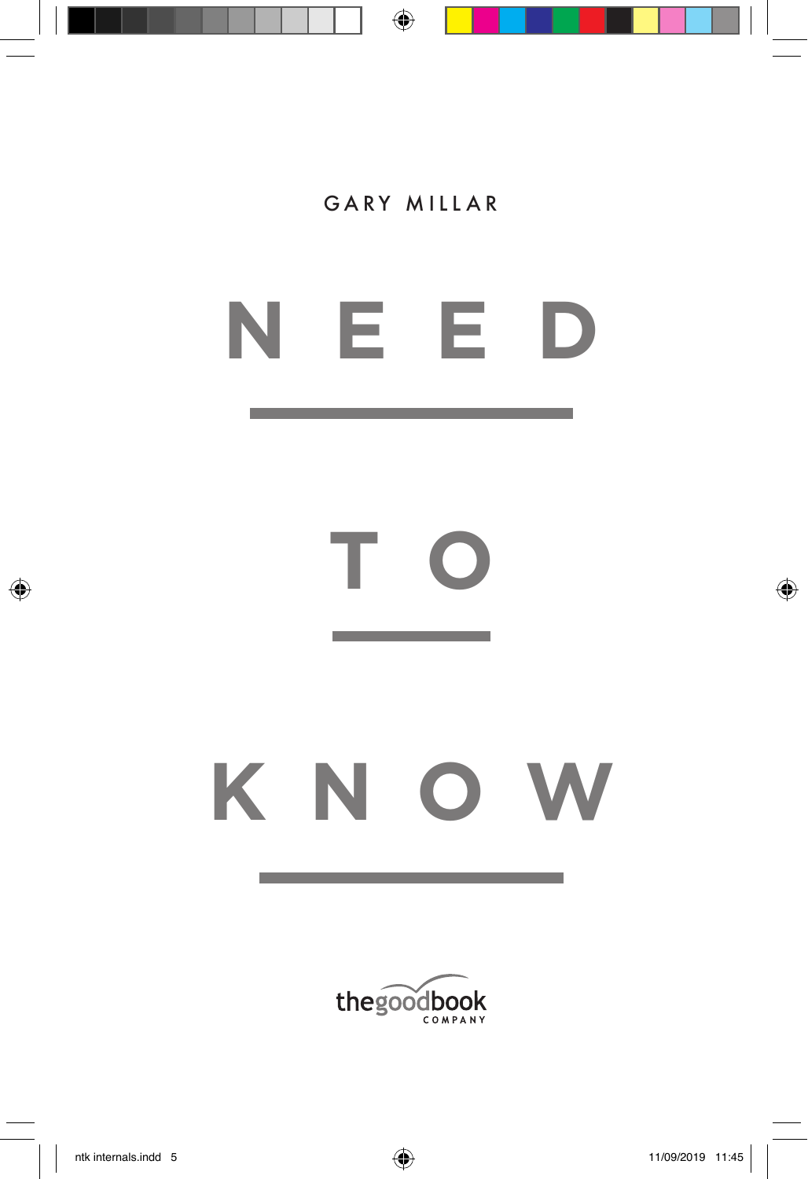GARY MILLAR

# NEED TO KNOW

thegoodbook COMPANY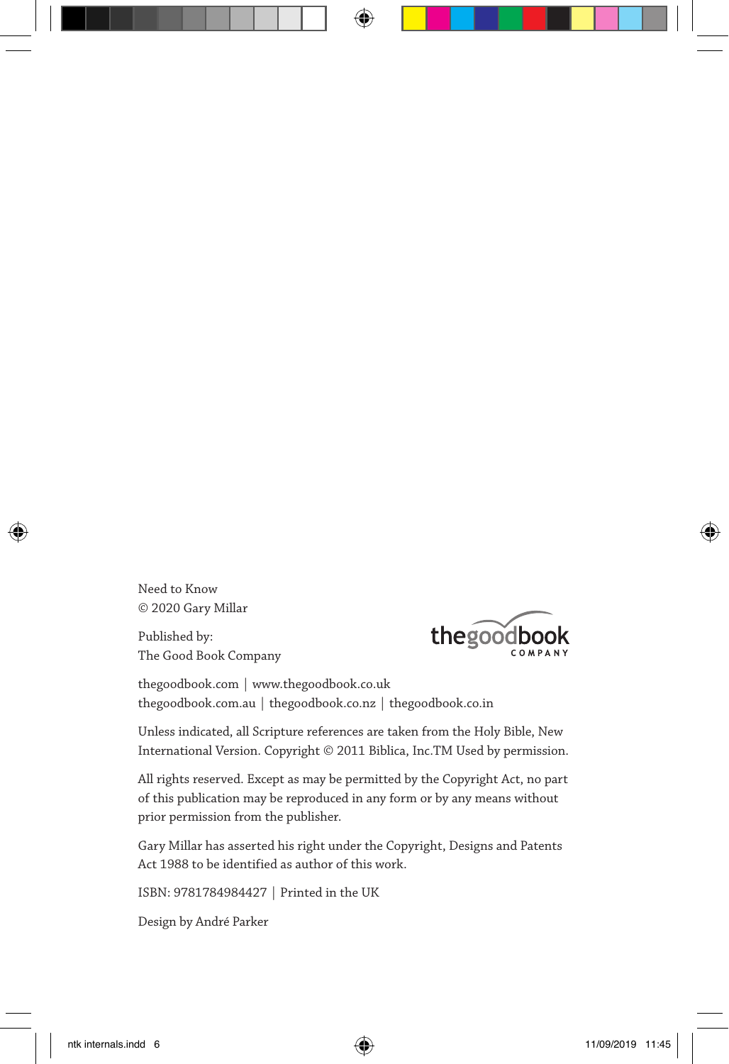Need to Know
© 2020 Gary Millar

Published by:
The Good Book Company

thegoodbook.com | www.thegoodbook.co.uk
thegoodbook.com.au | thegoodbook.co.nz | thegoodbook.co.in

Unless indicated, all Scripture references are taken from the Holy Bible, New International Version. Copyright © 2011 Biblica, Inc.TM Used by permission.

All rights reserved. Except as may be permitted by the Copyright Act, no part of this publication may be reproduced in any form or by any means without prior permission from the publisher.

Gary Millar has asserted his right under the Copyright, Designs and Patents Act 1988 to be identified as author of this work.

ISBN: 9781784984427 | Printed in the UK

Design by André Parker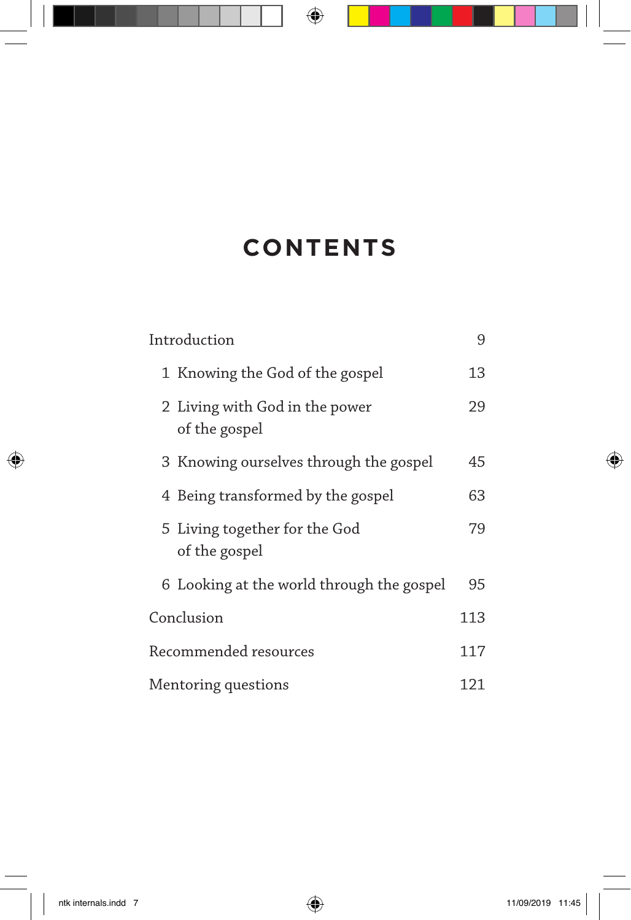# CONTENTS

| | |
|---|---|
| Introduction | 9 |
| 1 Knowing the God of the gospel | 13 |
| 2 Living with God in the power of the gospel | 29 |
| 3 Knowing ourselves through the gospel | 45 |
| 4 Being transformed by the gospel | 63 |
| 5 Living together for the God of the gospel | 79 |
| 6 Looking at the world through the gospel | 95 |
| Conclusion | 113 |
| Recommended resources | 117 |
| Mentoring questions | 121 |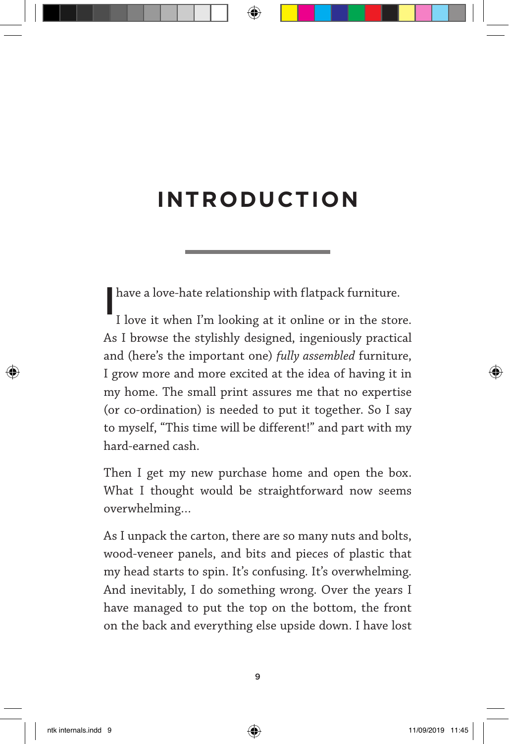# INTRODUCTION

I have a love-hate relationship with flatpack furniture.

I love it when I'm looking at it online or in the store. As I browse the stylishly designed, ingeniously practical and (here's the important one) *fully assembled* furniture, I grow more and more excited at the idea of having it in my home. The small print assures me that no expertise (or co-ordination) is needed to put it together. So I say to myself, "This time will be different!" and part with my hard-earned cash.

Then I get my new purchase home and open the box. What I thought would be straightforward now seems overwhelming…

As I unpack the carton, there are so many nuts and bolts, wood-veneer panels, and bits and pieces of plastic that my head starts to spin. It's confusing. It's overwhelming. And inevitably, I do something wrong. Over the years I have managed to put the top on the bottom, the front on the back and everything else upside down. I have lost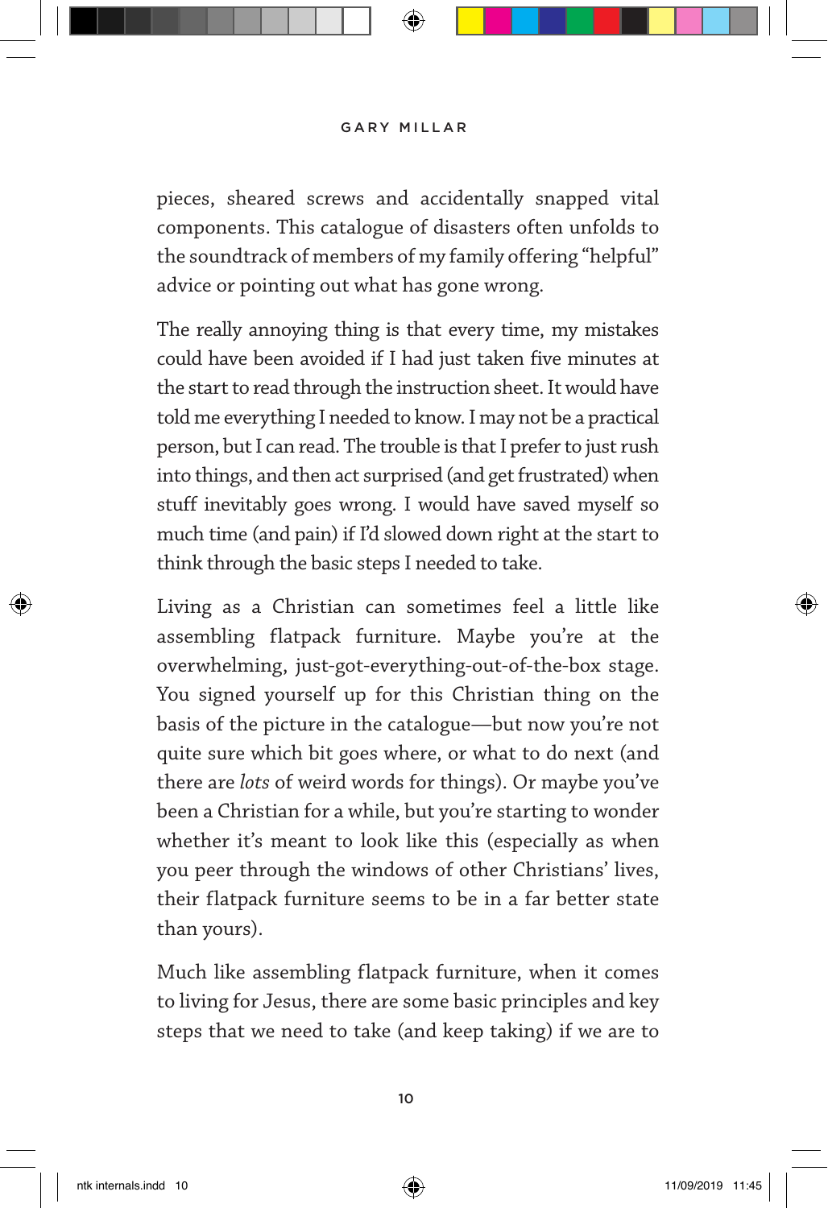pieces, sheared screws and accidentally snapped vital components. This catalogue of disasters often unfolds to the soundtrack of members of my family offering "helpful" advice or pointing out what has gone wrong.

The really annoying thing is that every time, my mistakes could have been avoided if I had just taken five minutes at the start to read through the instruction sheet. It would have told me everything I needed to know. I may not be a practical person, but I can read. The trouble is that I prefer to just rush into things, and then act surprised (and get frustrated) when stuff inevitably goes wrong. I would have saved myself so much time (and pain) if I'd slowed down right at the start to think through the basic steps I needed to take.

Living as a Christian can sometimes feel a little like assembling flatpack furniture. Maybe you're at the overwhelming, just-got-everything-out-of-the-box stage. You signed yourself up for this Christian thing on the basis of the picture in the catalogue—but now you're not quite sure which bit goes where, or what to do next (and there are *lots* of weird words for things). Or maybe you've been a Christian for a while, but you're starting to wonder whether it's meant to look like this (especially as when you peer through the windows of other Christians' lives, their flatpack furniture seems to be in a far better state than yours).

Much like assembling flatpack furniture, when it comes to living for Jesus, there are some basic principles and key steps that we need to take (and keep taking) if we are to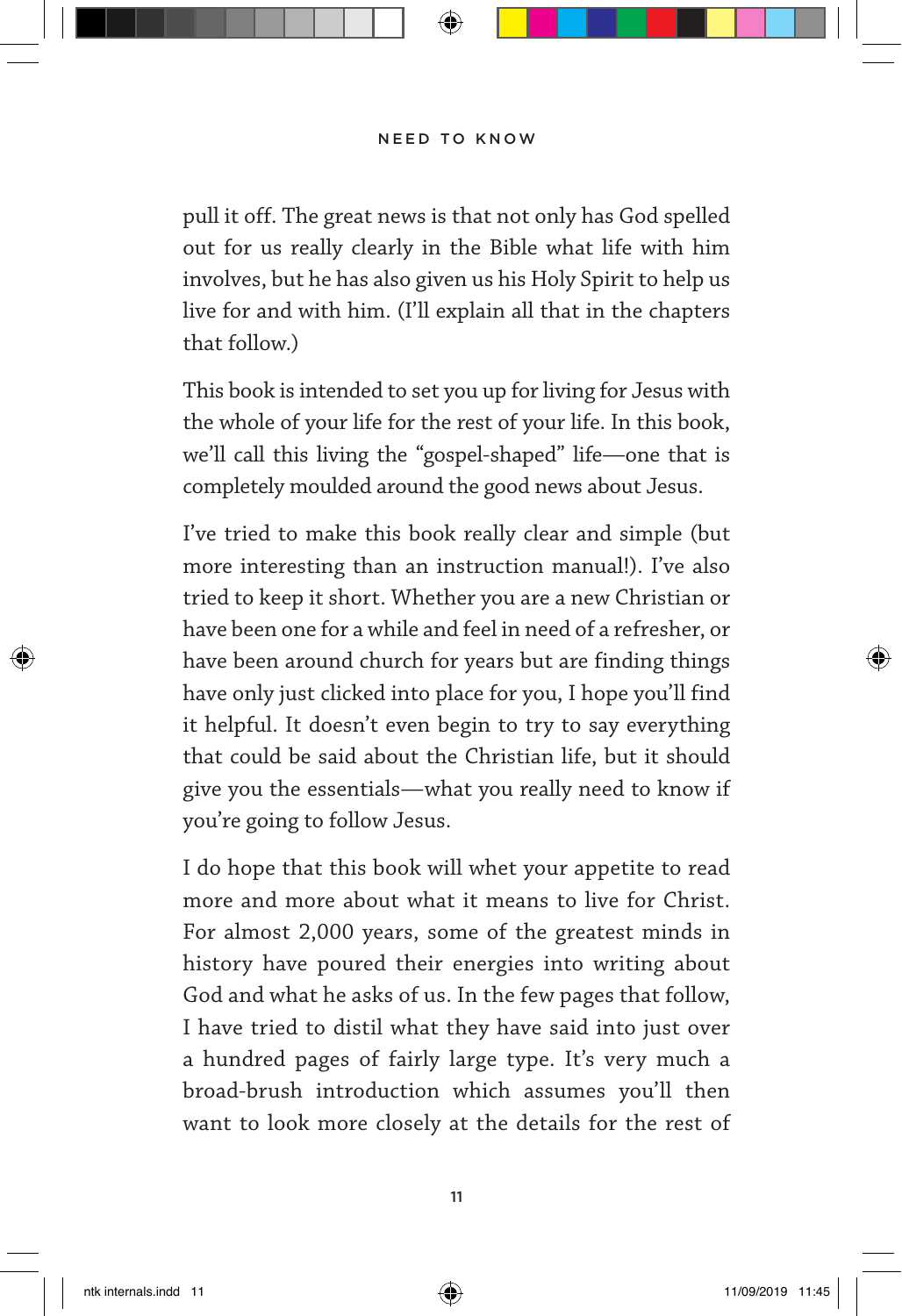pull it off. The great news is that not only has God spelled out for us really clearly in the Bible what life with him involves, but he has also given us his Holy Spirit to help us live for and with him. (I'll explain all that in the chapters that follow.)

This book is intended to set you up for living for Jesus with the whole of your life for the rest of your life. In this book, we'll call this living the "gospel-shaped" life—one that is completely moulded around the good news about Jesus.

I've tried to make this book really clear and simple (but more interesting than an instruction manual!). I've also tried to keep it short. Whether you are a new Christian or have been one for a while and feel in need of a refresher, or have been around church for years but are finding things have only just clicked into place for you, I hope you'll find it helpful. It doesn't even begin to try to say everything that could be said about the Christian life, but it should give you the essentials—what you really need to know if you're going to follow Jesus.

I do hope that this book will whet your appetite to read more and more about what it means to live for Christ. For almost 2,000 years, some of the greatest minds in history have poured their energies into writing about God and what he asks of us. In the few pages that follow, I have tried to distil what they have said into just over a hundred pages of fairly large type. It's very much a broad-brush introduction which assumes you'll then want to look more closely at the details for the rest of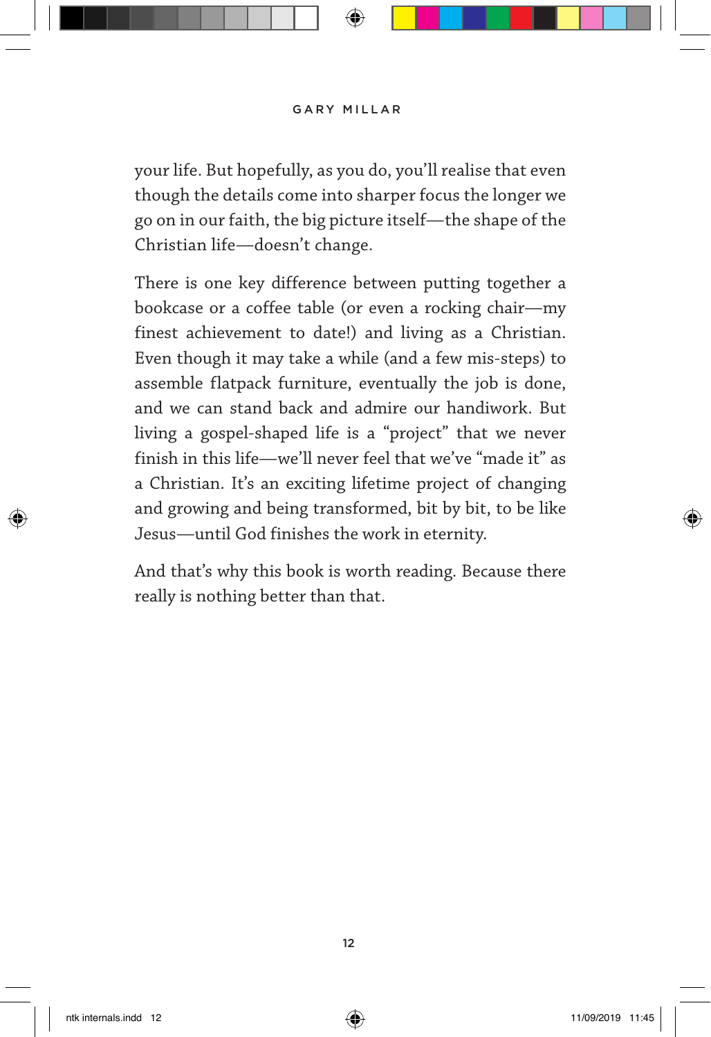your life. But hopefully, as you do, you'll realise that even though the details come into sharper focus the longer we go on in our faith, the big picture itself—the shape of the Christian life—doesn't change.

There is one key difference between putting together a bookcase or a coffee table (or even a rocking chair—my finest achievement to date!) and living as a Christian. Even though it may take a while (and a few mis-steps) to assemble flatpack furniture, eventually the job is done, and we can stand back and admire our handiwork. But living a gospel-shaped life is a "project" that we never finish in this life—we'll never feel that we've "made it" as a Christian. It's an exciting lifetime project of changing and growing and being transformed, bit by bit, to be like Jesus—until God finishes the work in eternity.

And that's why this book is worth reading. Because there really is nothing better than that.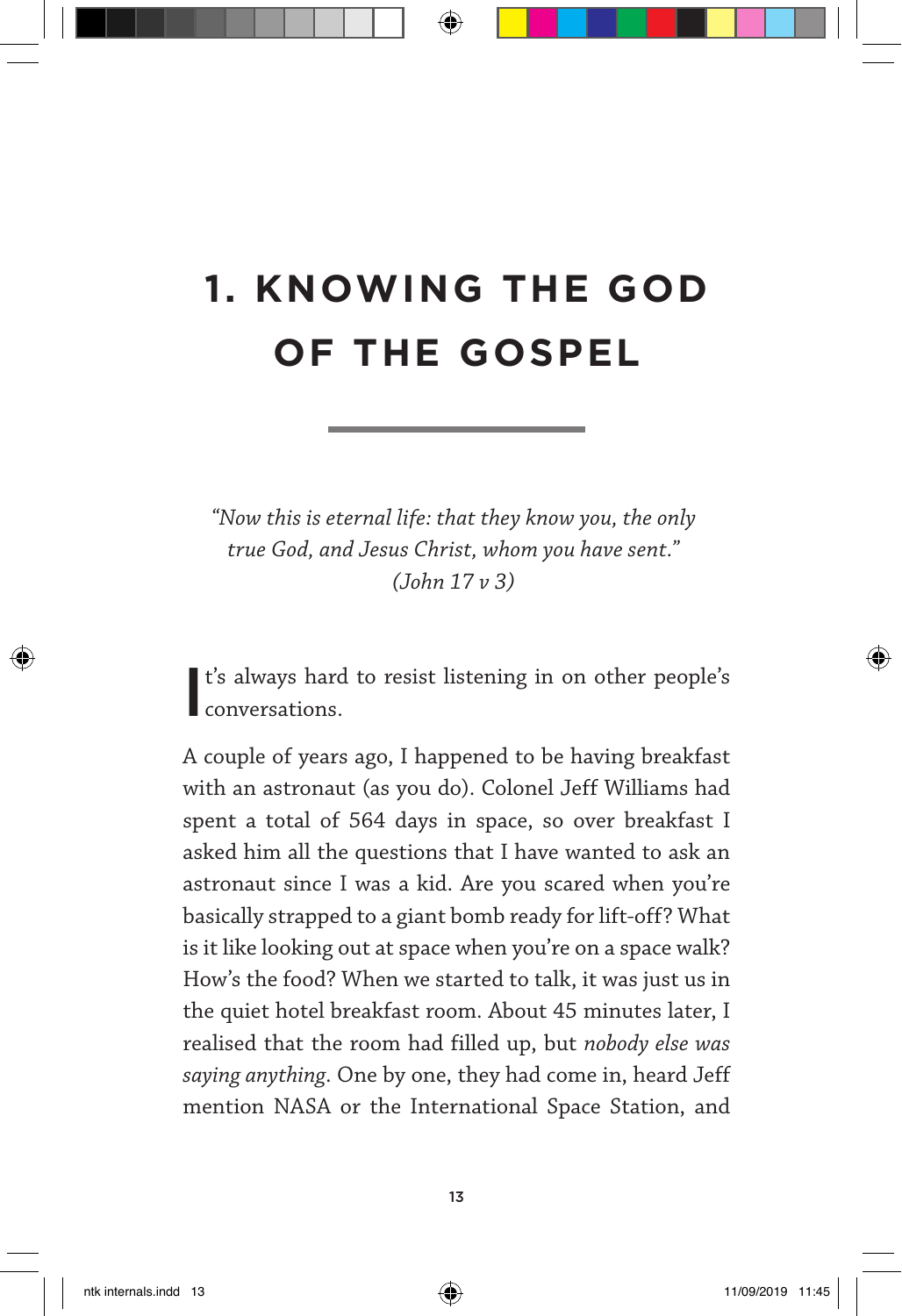# 1. KNOWING THE GOD OF THE GOSPEL

*"Now this is eternal life: that they know you, the only true God, and Jesus Christ, whom you have sent." (John 17 v 3)*

It's always hard to resist listening in on other people's conversations.

A couple of years ago, I happened to be having breakfast with an astronaut (as you do). Colonel Jeff Williams had spent a total of 564 days in space, so over breakfast I asked him all the questions that I have wanted to ask an astronaut since I was a kid. Are you scared when you're basically strapped to a giant bomb ready for lift-off? What is it like looking out at space when you're on a space walk? How's the food? When we started to talk, it was just us in the quiet hotel breakfast room. About 45 minutes later, I realised that the room had filled up, but *nobody else was saying anything*. One by one, they had come in, heard Jeff mention NASA or the International Space Station, and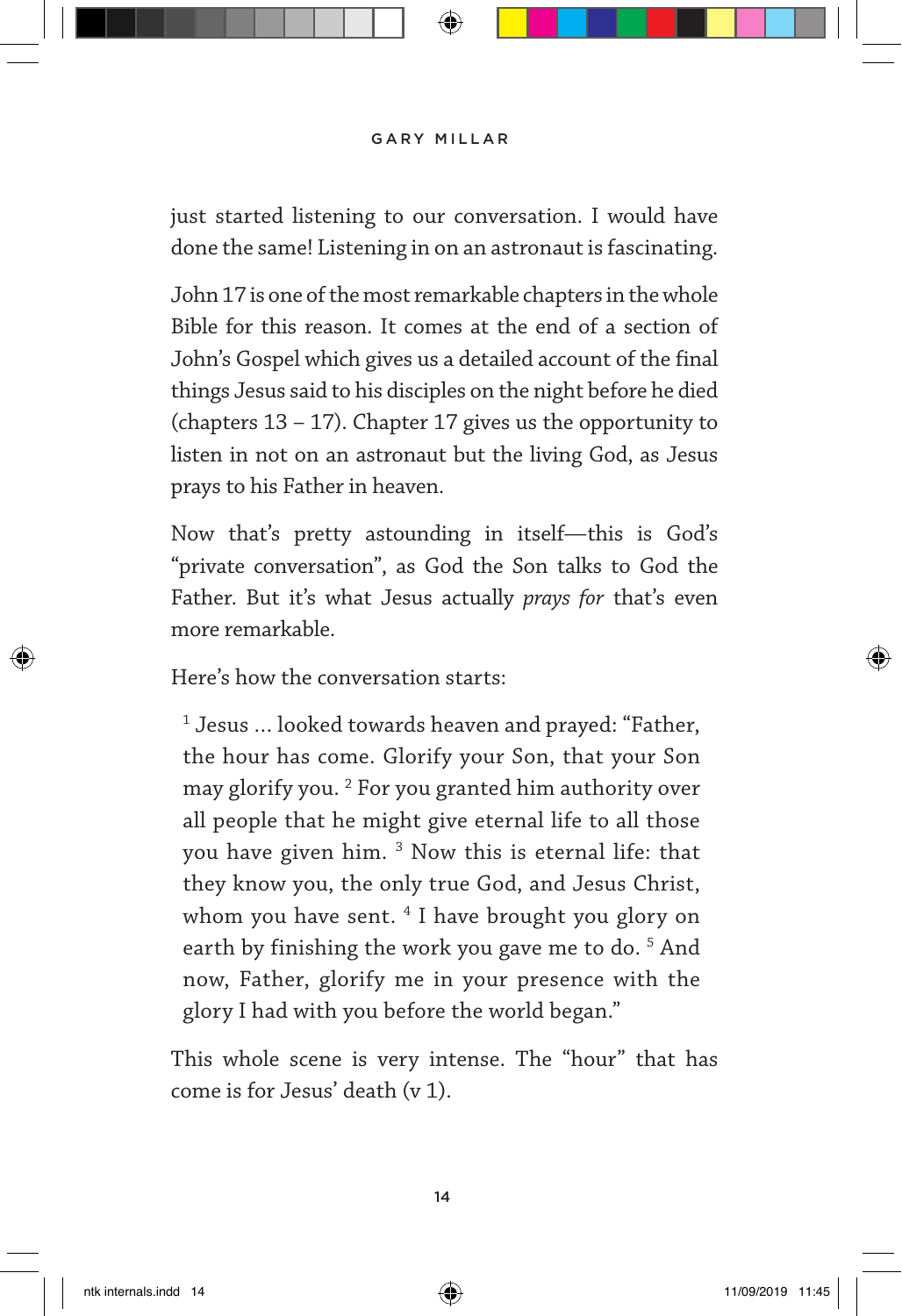just started listening to our conversation. I would have done the same! Listening in on an astronaut is fascinating.

John 17 is one of the most remarkable chapters in the whole Bible for this reason. It comes at the end of a section of John's Gospel which gives us a detailed account of the final things Jesus said to his disciples on the night before he died (chapters 13 – 17). Chapter 17 gives us the opportunity to listen in not on an astronaut but the living God, as Jesus prays to his Father in heaven.

Now that's pretty astounding in itself—this is God's "private conversation", as God the Son talks to God the Father. But it's what Jesus actually *prays for* that's even more remarkable.

Here's how the conversation starts:

> [1] Jesus ... looked towards heaven and prayed: "Father, the hour has come. Glorify your Son, that your Son may glorify you. [2] For you granted him authority over all people that he might give eternal life to all those you have given him. [3] Now this is eternal life: that they know you, the only true God, and Jesus Christ, whom you have sent. [4] I have brought you glory on earth by finishing the work you gave me to do. [5] And now, Father, glorify me in your presence with the glory I had with you before the world began."

This whole scene is very intense. The "hour" that has come is for Jesus' death (v 1).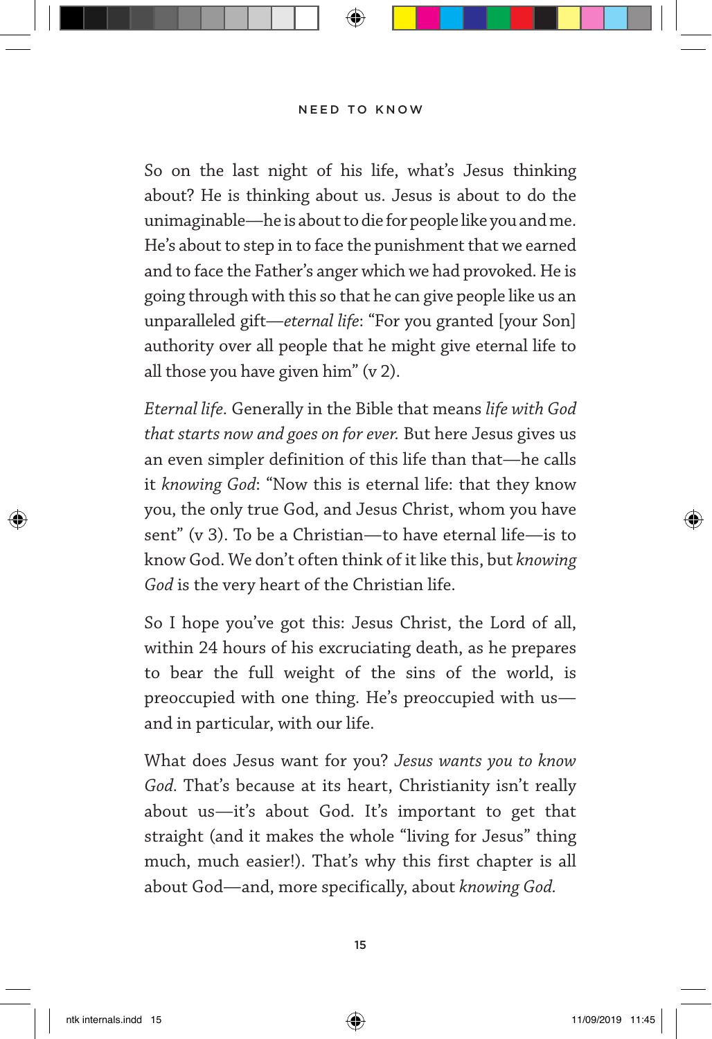So on the last night of his life, what's Jesus thinking about? He is thinking about us. Jesus is about to do the unimaginable—he is about to die for people like you and me. He's about to step in to face the punishment that we earned and to face the Father's anger which we had provoked. He is going through with this so that he can give people like us an unparalleled gift—*eternal life*: "For you granted [your Son] authority over all people that he might give eternal life to all those you have given him" (v 2).

*Eternal life.* Generally in the Bible that means *life with God that starts now and goes on for ever.* But here Jesus gives us an even simpler definition of this life than that—he calls it *knowing God*: "Now this is eternal life: that they know you, the only true God, and Jesus Christ, whom you have sent" (v 3). To be a Christian—to have eternal life—is to know God. We don't often think of it like this, but *knowing God* is the very heart of the Christian life.

So I hope you've got this: Jesus Christ, the Lord of all, within 24 hours of his excruciating death, as he prepares to bear the full weight of the sins of the world, is preoccupied with one thing. He's preoccupied with us—and in particular, with our life.

What does Jesus want for you? *Jesus wants you to know God.* That's because at its heart, Christianity isn't really about us—it's about God. It's important to get that straight (and it makes the whole "living for Jesus" thing much, much easier!). That's why this first chapter is all about God—and, more specifically, about *knowing God.*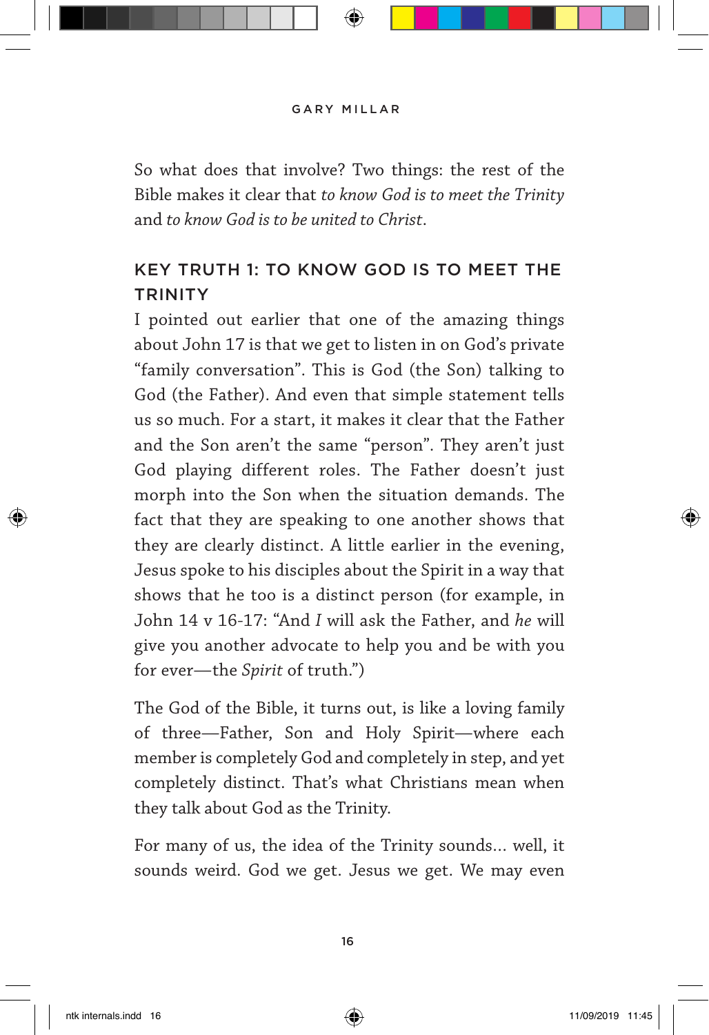So what does that involve? Two things: the rest of the Bible makes it clear that *to know God is to meet the Trinity* and *to know God is to be united to Christ*.

## KEY TRUTH 1: TO KNOW GOD IS TO MEET THE TRINITY

I pointed out earlier that one of the amazing things about John 17 is that we get to listen in on God's private "family conversation". This is God (the Son) talking to God (the Father). And even that simple statement tells us so much. For a start, it makes it clear that the Father and the Son aren't the same "person". They aren't just God playing different roles. The Father doesn't just morph into the Son when the situation demands. The fact that they are speaking to one another shows that they are clearly distinct. A little earlier in the evening, Jesus spoke to his disciples about the Spirit in a way that shows that he too is a distinct person (for example, in John 14 v 16-17: "And *I* will ask the Father, and *he* will give you another advocate to help you and be with you for ever—the *Spirit* of truth.")

The God of the Bible, it turns out, is like a loving family of three—Father, Son and Holy Spirit—where each member is completely God and completely in step, and yet completely distinct. That's what Christians mean when they talk about God as the Trinity.

For many of us, the idea of the Trinity sounds... well, it sounds weird. God we get. Jesus we get. We may even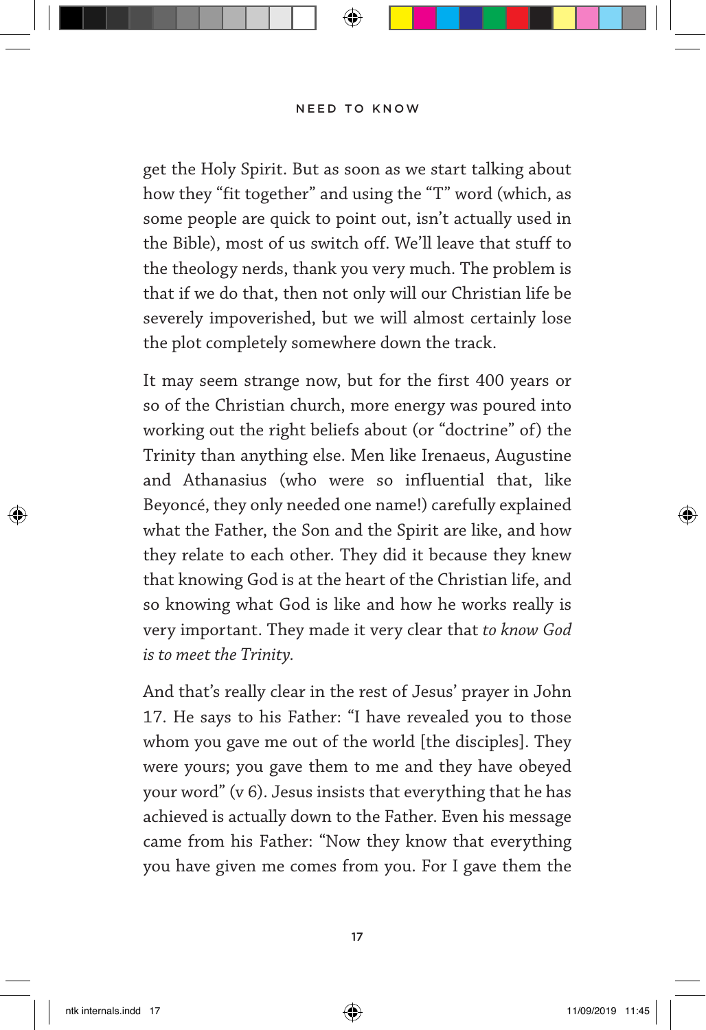get the Holy Spirit. But as soon as we start talking about how they "fit together" and using the "T" word (which, as some people are quick to point out, isn't actually used in the Bible), most of us switch off. We'll leave that stuff to the theology nerds, thank you very much. The problem is that if we do that, then not only will our Christian life be severely impoverished, but we will almost certainly lose the plot completely somewhere down the track.

It may seem strange now, but for the first 400 years or so of the Christian church, more energy was poured into working out the right beliefs about (or "doctrine" of) the Trinity than anything else. Men like Irenaeus, Augustine and Athanasius (who were so influential that, like Beyoncé, they only needed one name!) carefully explained what the Father, the Son and the Spirit are like, and how they relate to each other. They did it because they knew that knowing God is at the heart of the Christian life, and so knowing what God is like and how he works really is very important. They made it very clear that *to know God is to meet the Trinity.*

And that's really clear in the rest of Jesus' prayer in John 17. He says to his Father: "I have revealed you to those whom you gave me out of the world [the disciples]. They were yours; you gave them to me and they have obeyed your word" (v 6). Jesus insists that everything that he has achieved is actually down to the Father. Even his message came from his Father: "Now they know that everything you have given me comes from you. For I gave them the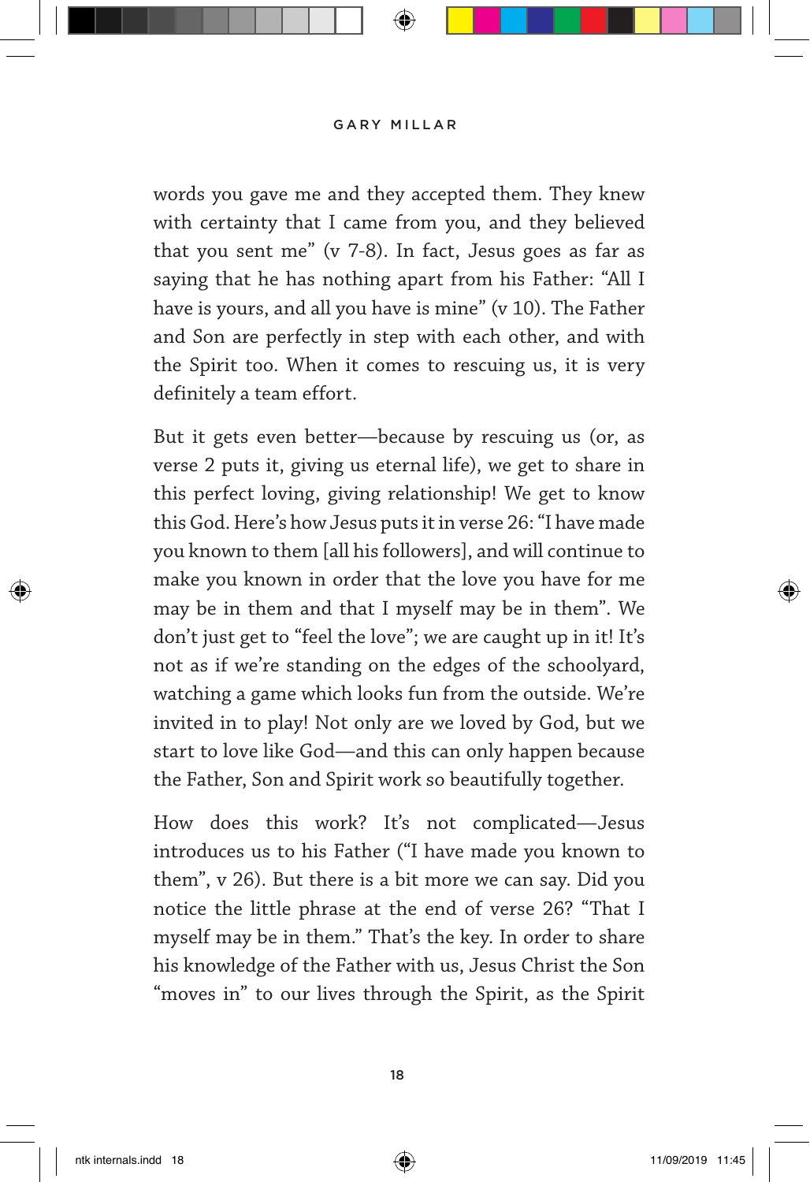words you gave me and they accepted them. They knew with certainty that I came from you, and they believed that you sent me" (v 7-8). In fact, Jesus goes as far as saying that he has nothing apart from his Father: "All I have is yours, and all you have is mine" (v 10). The Father and Son are perfectly in step with each other, and with the Spirit too. When it comes to rescuing us, it is very definitely a team effort.

But it gets even better—because by rescuing us (or, as verse 2 puts it, giving us eternal life), we get to share in this perfect loving, giving relationship! We get to know this God. Here's how Jesus puts it in verse 26: "I have made you known to them [all his followers], and will continue to make you known in order that the love you have for me may be in them and that I myself may be in them". We don't just get to "feel the love"; we are caught up in it! It's not as if we're standing on the edges of the schoolyard, watching a game which looks fun from the outside. We're invited in to play! Not only are we loved by God, but we start to love like God—and this can only happen because the Father, Son and Spirit work so beautifully together.

How does this work? It's not complicated—Jesus introduces us to his Father ("I have made you known to them", v 26). But there is a bit more we can say. Did you notice the little phrase at the end of verse 26? "That I myself may be in them." That's the key. In order to share his knowledge of the Father with us, Jesus Christ the Son "moves in" to our lives through the Spirit, as the Spirit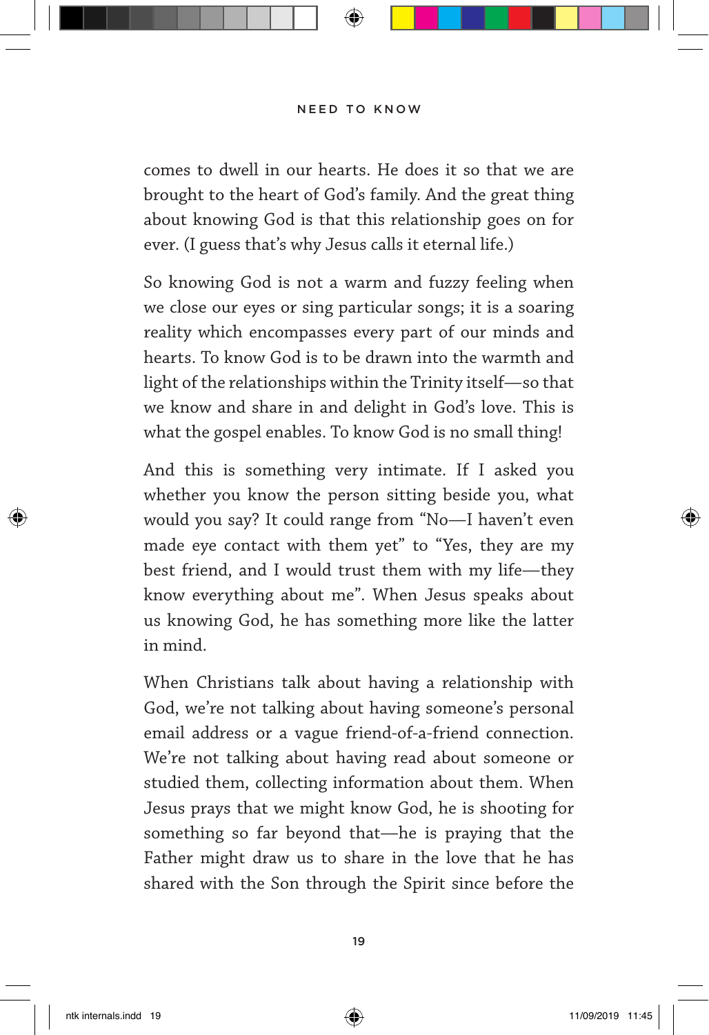comes to dwell in our hearts. He does it so that we are brought to the heart of God's family. And the great thing about knowing God is that this relationship goes on for ever. (I guess that's why Jesus calls it eternal life.)

So knowing God is not a warm and fuzzy feeling when we close our eyes or sing particular songs; it is a soaring reality which encompasses every part of our minds and hearts. To know God is to be drawn into the warmth and light of the relationships within the Trinity itself—so that we know and share in and delight in God's love. This is what the gospel enables. To know God is no small thing!

And this is something very intimate. If I asked you whether you know the person sitting beside you, what would you say? It could range from "No—I haven't even made eye contact with them yet" to "Yes, they are my best friend, and I would trust them with my life—they know everything about me". When Jesus speaks about us knowing God, he has something more like the latter in mind.

When Christians talk about having a relationship with God, we're not talking about having someone's personal email address or a vague friend-of-a-friend connection. We're not talking about having read about someone or studied them, collecting information about them. When Jesus prays that we might know God, he is shooting for something so far beyond that—he is praying that the Father might draw us to share in the love that he has shared with the Son through the Spirit since before the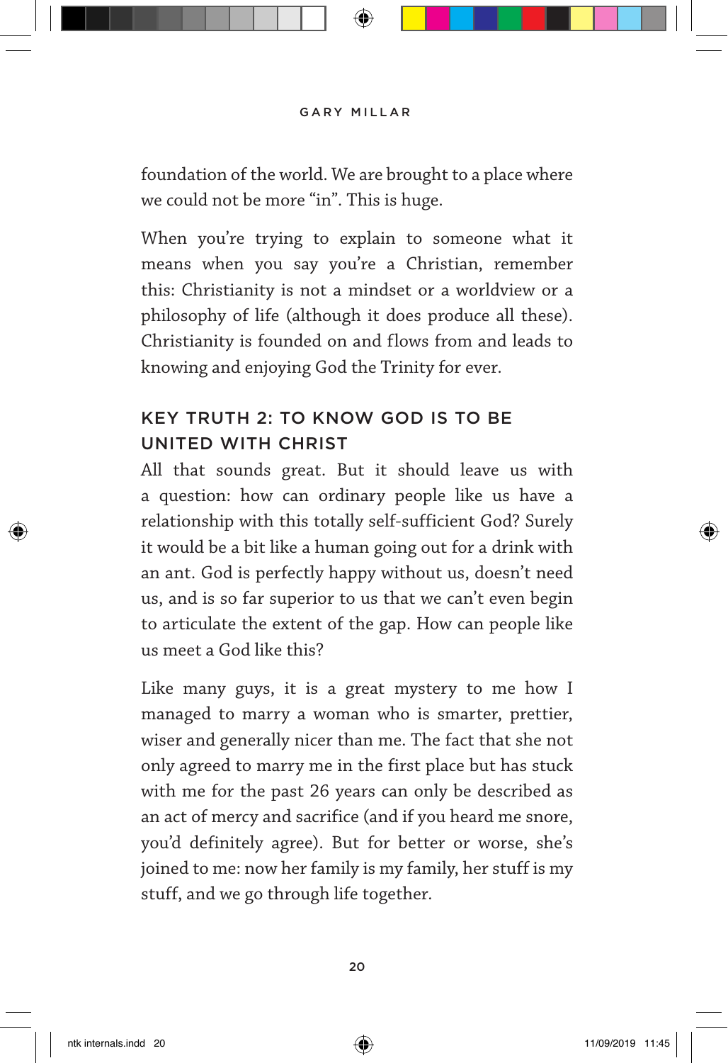foundation of the world. We are brought to a place where we could not be more "in". This is huge.

When you're trying to explain to someone what it means when you say you're a Christian, remember this: Christianity is not a mindset or a worldview or a philosophy of life (although it does produce all these). Christianity is founded on and flows from and leads to knowing and enjoying God the Trinity for ever.

## KEY TRUTH 2: TO KNOW GOD IS TO BE UNITED WITH CHRIST

All that sounds great. But it should leave us with a question: how can ordinary people like us have a relationship with this totally self-sufficient God? Surely it would be a bit like a human going out for a drink with an ant. God is perfectly happy without us, doesn't need us, and is so far superior to us that we can't even begin to articulate the extent of the gap. How can people like us meet a God like this?

Like many guys, it is a great mystery to me how I managed to marry a woman who is smarter, prettier, wiser and generally nicer than me. The fact that she not only agreed to marry me in the first place but has stuck with me for the past 26 years can only be described as an act of mercy and sacrifice (and if you heard me snore, you'd definitely agree). But for better or worse, she's joined to me: now her family is my family, her stuff is my stuff, and we go through life together.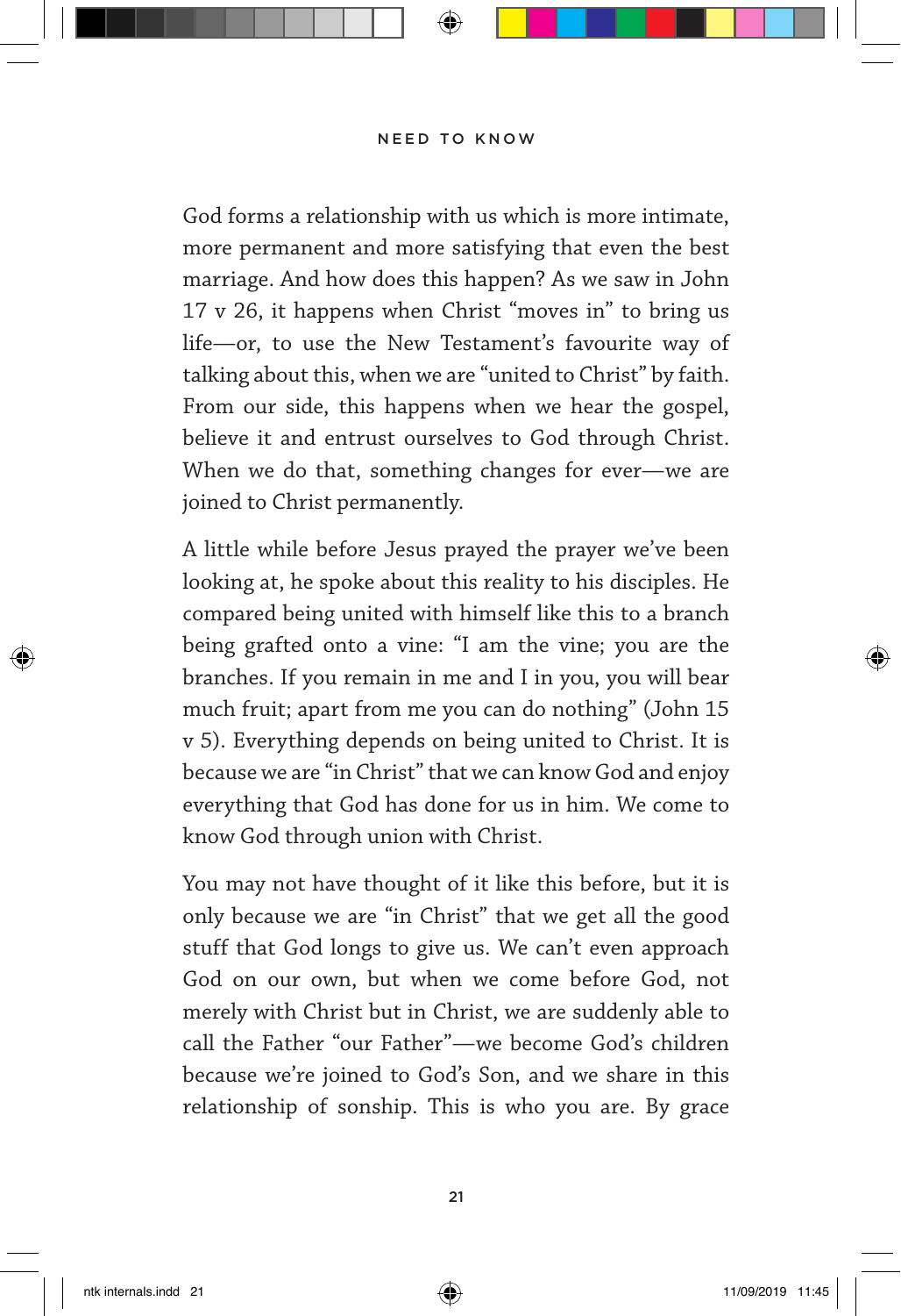God forms a relationship with us which is more intimate, more permanent and more satisfying that even the best marriage. And how does this happen? As we saw in John 17 v 26, it happens when Christ "moves in" to bring us life—or, to use the New Testament's favourite way of talking about this, when we are "united to Christ" by faith. From our side, this happens when we hear the gospel, believe it and entrust ourselves to God through Christ. When we do that, something changes for ever—we are joined to Christ permanently.

A little while before Jesus prayed the prayer we've been looking at, he spoke about this reality to his disciples. He compared being united with himself like this to a branch being grafted onto a vine: "I am the vine; you are the branches. If you remain in me and I in you, you will bear much fruit; apart from me you can do nothing" (John 15 v 5). Everything depends on being united to Christ. It is because we are "in Christ" that we can know God and enjoy everything that God has done for us in him. We come to know God through union with Christ.

You may not have thought of it like this before, but it is only because we are "in Christ" that we get all the good stuff that God longs to give us. We can't even approach God on our own, but when we come before God, not merely with Christ but in Christ, we are suddenly able to call the Father "our Father"—we become God's children because we're joined to God's Son, and we share in this relationship of sonship. This is who you are. By grace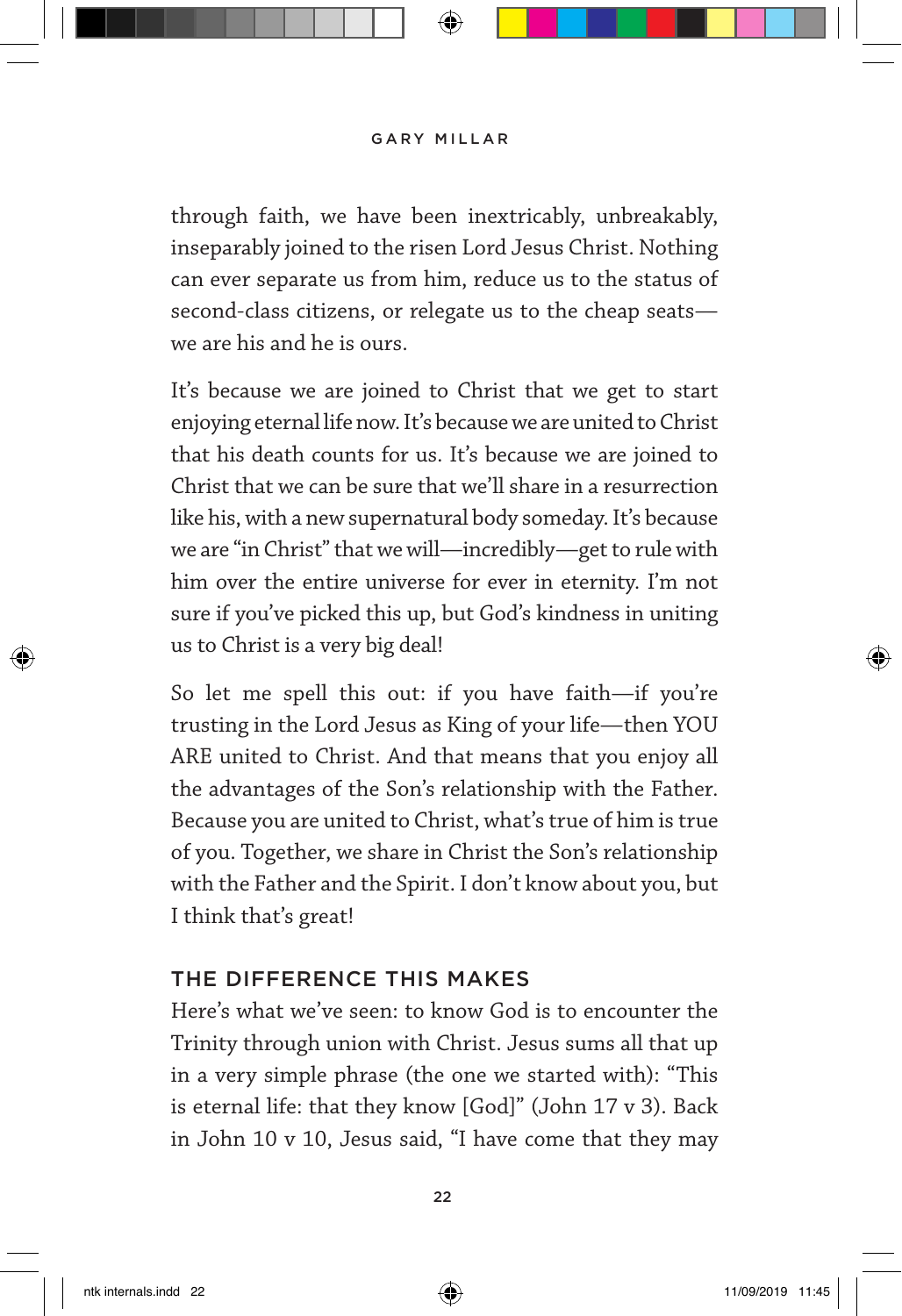through faith, we have been inextricably, unbreakably, inseparably joined to the risen Lord Jesus Christ. Nothing can ever separate us from him, reduce us to the status of second-class citizens, or relegate us to the cheap seats—we are his and he is ours.

It's because we are joined to Christ that we get to start enjoying eternal life now. It's because we are united to Christ that his death counts for us. It's because we are joined to Christ that we can be sure that we'll share in a resurrection like his, with a new supernatural body someday. It's because we are "in Christ" that we will—incredibly—get to rule with him over the entire universe for ever in eternity. I'm not sure if you've picked this up, but God's kindness in uniting us to Christ is a very big deal!

So let me spell this out: if you have faith—if you're trusting in the Lord Jesus as King of your life—then YOU ARE united to Christ. And that means that you enjoy all the advantages of the Son's relationship with the Father. Because you are united to Christ, what's true of him is true of you. Together, we share in Christ the Son's relationship with the Father and the Spirit. I don't know about you, but I think that's great!

## THE DIFFERENCE THIS MAKES

Here's what we've seen: to know God is to encounter the Trinity through union with Christ. Jesus sums all that up in a very simple phrase (the one we started with): "This is eternal life: that they know [God]" (John 17 v 3). Back in John 10 v 10, Jesus said, "I have come that they may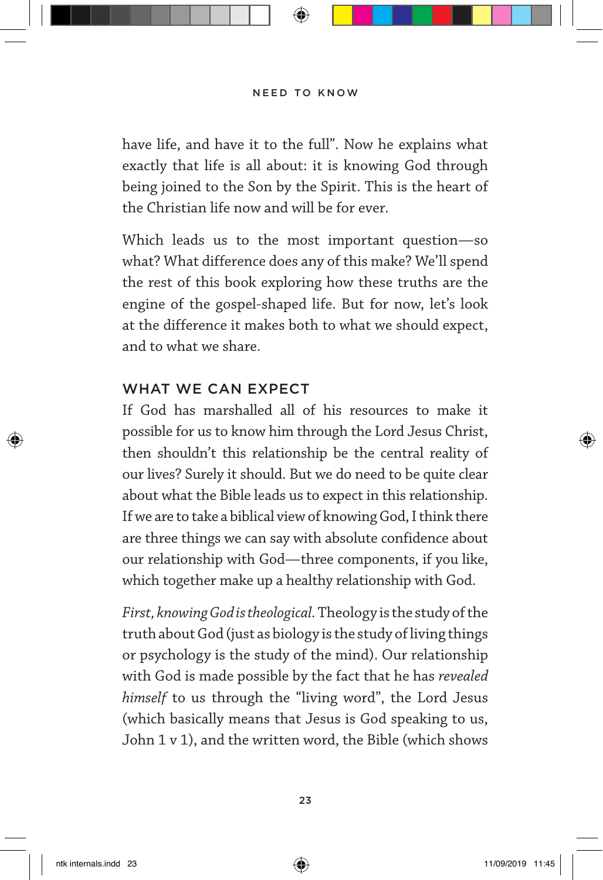have life, and have it to the full". Now he explains what exactly that life is all about: it is knowing God through being joined to the Son by the Spirit. This is the heart of the Christian life now and will be for ever.

Which leads us to the most important question—so what? What difference does any of this make? We'll spend the rest of this book exploring how these truths are the engine of the gospel-shaped life. But for now, let's look at the difference it makes both to what we should expect, and to what we share.

## WHAT WE CAN EXPECT

If God has marshalled all of his resources to make it possible for us to know him through the Lord Jesus Christ, then shouldn't this relationship be the central reality of our lives? Surely it should. But we do need to be quite clear about what the Bible leads us to expect in this relationship. If we are to take a biblical view of knowing God, I think there are three things we can say with absolute confidence about our relationship with God—three components, if you like, which together make up a healthy relationship with God.

*First, knowing God is theological*. Theology is the study of the truth about God (just as biology is the study of living things or psychology is the study of the mind). Our relationship with God is made possible by the fact that he has *revealed himself* to us through the "living word", the Lord Jesus (which basically means that Jesus is God speaking to us, John 1 v 1), and the written word, the Bible (which shows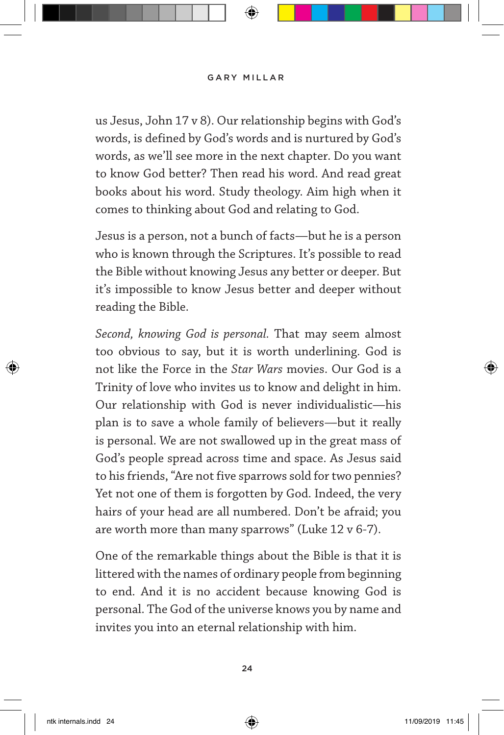us Jesus, John 17 v 8). Our relationship begins with God's words, is defined by God's words and is nurtured by God's words, as we'll see more in the next chapter. Do you want to know God better? Then read his word. And read great books about his word. Study theology. Aim high when it comes to thinking about God and relating to God.

Jesus is a person, not a bunch of facts—but he is a person who is known through the Scriptures. It's possible to read the Bible without knowing Jesus any better or deeper. But it's impossible to know Jesus better and deeper without reading the Bible.

*Second, knowing God is personal*. That may seem almost too obvious to say, but it is worth underlining. God is not like the Force in the *Star Wars* movies. Our God is a Trinity of love who invites us to know and delight in him. Our relationship with God is never individualistic—his plan is to save a whole family of believers—but it really is personal. We are not swallowed up in the great mass of God's people spread across time and space. As Jesus said to his friends, "Are not five sparrows sold for two pennies? Yet not one of them is forgotten by God. Indeed, the very hairs of your head are all numbered. Don't be afraid; you are worth more than many sparrows" (Luke 12 v 6-7).

One of the remarkable things about the Bible is that it is littered with the names of ordinary people from beginning to end. And it is no accident because knowing God is personal. The God of the universe knows you by name and invites you into an eternal relationship with him.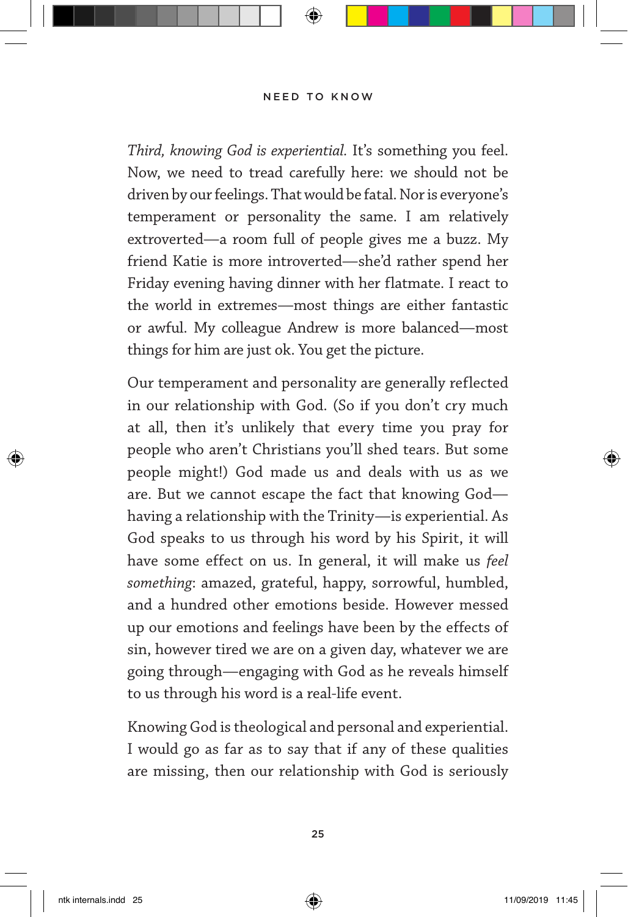*Third, knowing God is experiential.* It's something you feel. Now, we need to tread carefully here: we should not be driven by our feelings. That would be fatal. Nor is everyone's temperament or personality the same. I am relatively extroverted—a room full of people gives me a buzz. My friend Katie is more introverted—she'd rather spend her Friday evening having dinner with her flatmate. I react to the world in extremes—most things are either fantastic or awful. My colleague Andrew is more balanced—most things for him are just ok. You get the picture.

Our temperament and personality are generally reflected in our relationship with God. (So if you don't cry much at all, then it's unlikely that every time you pray for people who aren't Christians you'll shed tears. But some people might!) God made us and deals with us as we are. But we cannot escape the fact that knowing God—having a relationship with the Trinity—is experiential. As God speaks to us through his word by his Spirit, it will have some effect on us. In general, it will make us *feel something*: amazed, grateful, happy, sorrowful, humbled, and a hundred other emotions beside. However messed up our emotions and feelings have been by the effects of sin, however tired we are on a given day, whatever we are going through—engaging with God as he reveals himself to us through his word is a real-life event.

Knowing God is theological and personal and experiential. I would go as far as to say that if any of these qualities are missing, then our relationship with God is seriously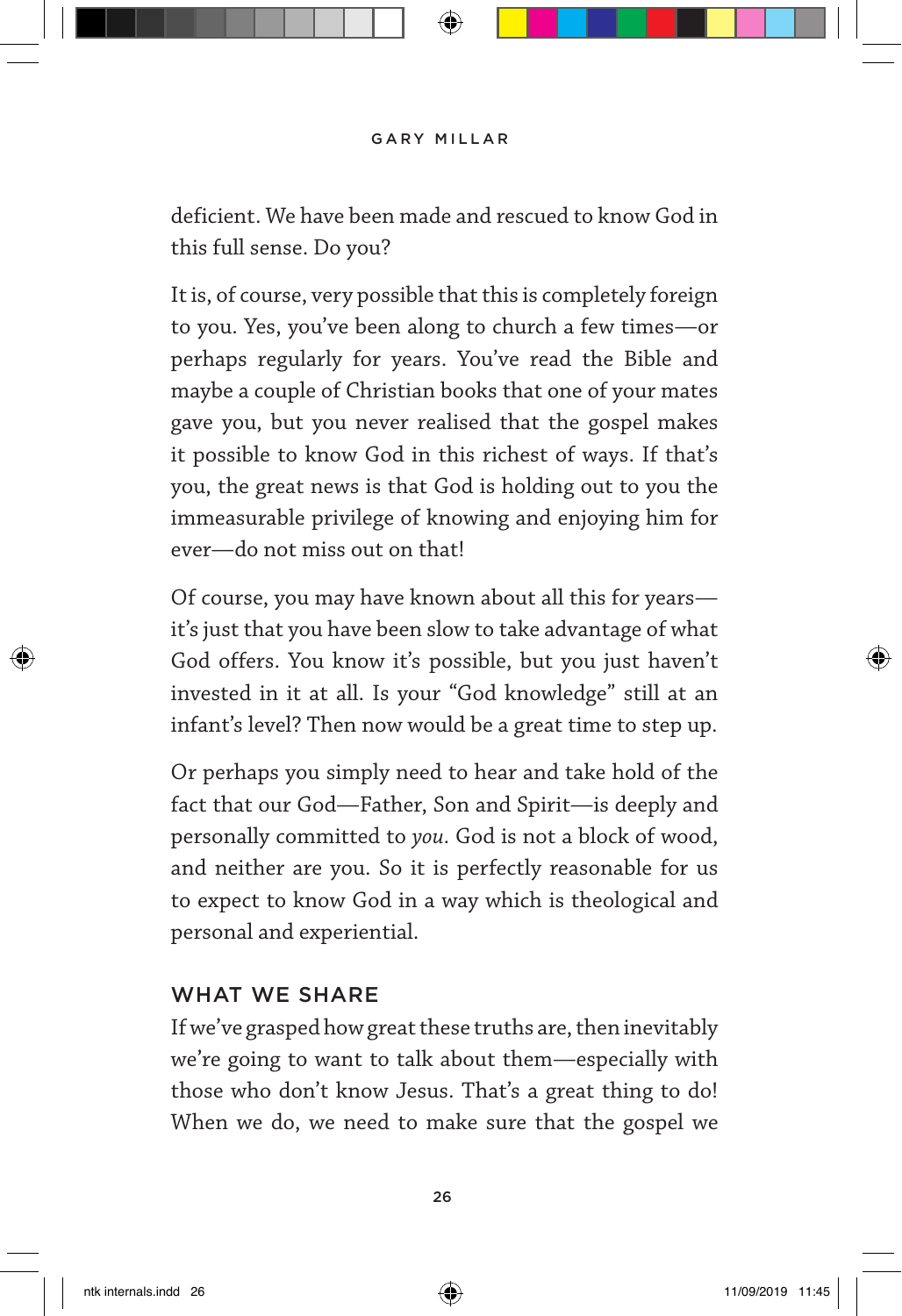deficient. We have been made and rescued to know God in this full sense. Do you?

It is, of course, very possible that this is completely foreign to you. Yes, you've been along to church a few times—or perhaps regularly for years. You've read the Bible and maybe a couple of Christian books that one of your mates gave you, but you never realised that the gospel makes it possible to know God in this richest of ways. If that's you, the great news is that God is holding out to you the immeasurable privilege of knowing and enjoying him for ever—do not miss out on that!

Of course, you may have known about all this for years—it's just that you have been slow to take advantage of what God offers. You know it's possible, but you just haven't invested in it at all. Is your "God knowledge" still at an infant's level? Then now would be a great time to step up.

Or perhaps you simply need to hear and take hold of the fact that our God—Father, Son and Spirit—is deeply and personally committed to *you*. God is not a block of wood, and neither are you. So it is perfectly reasonable for us to expect to know God in a way which is theological and personal and experiential.

## WHAT WE SHARE

If we've grasped how great these truths are, then inevitably we're going to want to talk about them—especially with those who don't know Jesus. That's a great thing to do! When we do, we need to make sure that the gospel we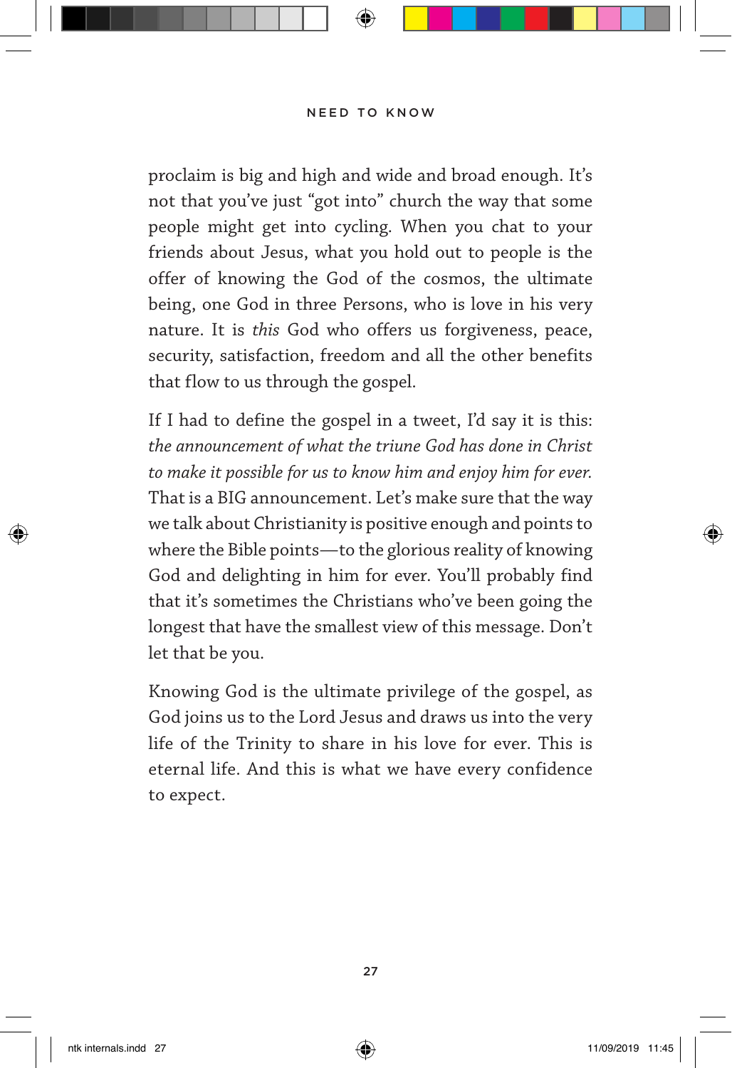proclaim is big and high and wide and broad enough. It's not that you've just "got into" church the way that some people might get into cycling. When you chat to your friends about Jesus, what you hold out to people is the offer of knowing the God of the cosmos, the ultimate being, one God in three Persons, who is love in his very nature. It is *this* God who offers us forgiveness, peace, security, satisfaction, freedom and all the other benefits that flow to us through the gospel.

If I had to define the gospel in a tweet, I'd say it is this: *the announcement of what the triune God has done in Christ to make it possible for us to know him and enjoy him for ever.* That is a BIG announcement. Let's make sure that the way we talk about Christianity is positive enough and points to where the Bible points—to the glorious reality of knowing God and delighting in him for ever. You'll probably find that it's sometimes the Christians who've been going the longest that have the smallest view of this message. Don't let that be you.

Knowing God is the ultimate privilege of the gospel, as God joins us to the Lord Jesus and draws us into the very life of the Trinity to share in his love for ever. This is eternal life. And this is what we have every confidence to expect.